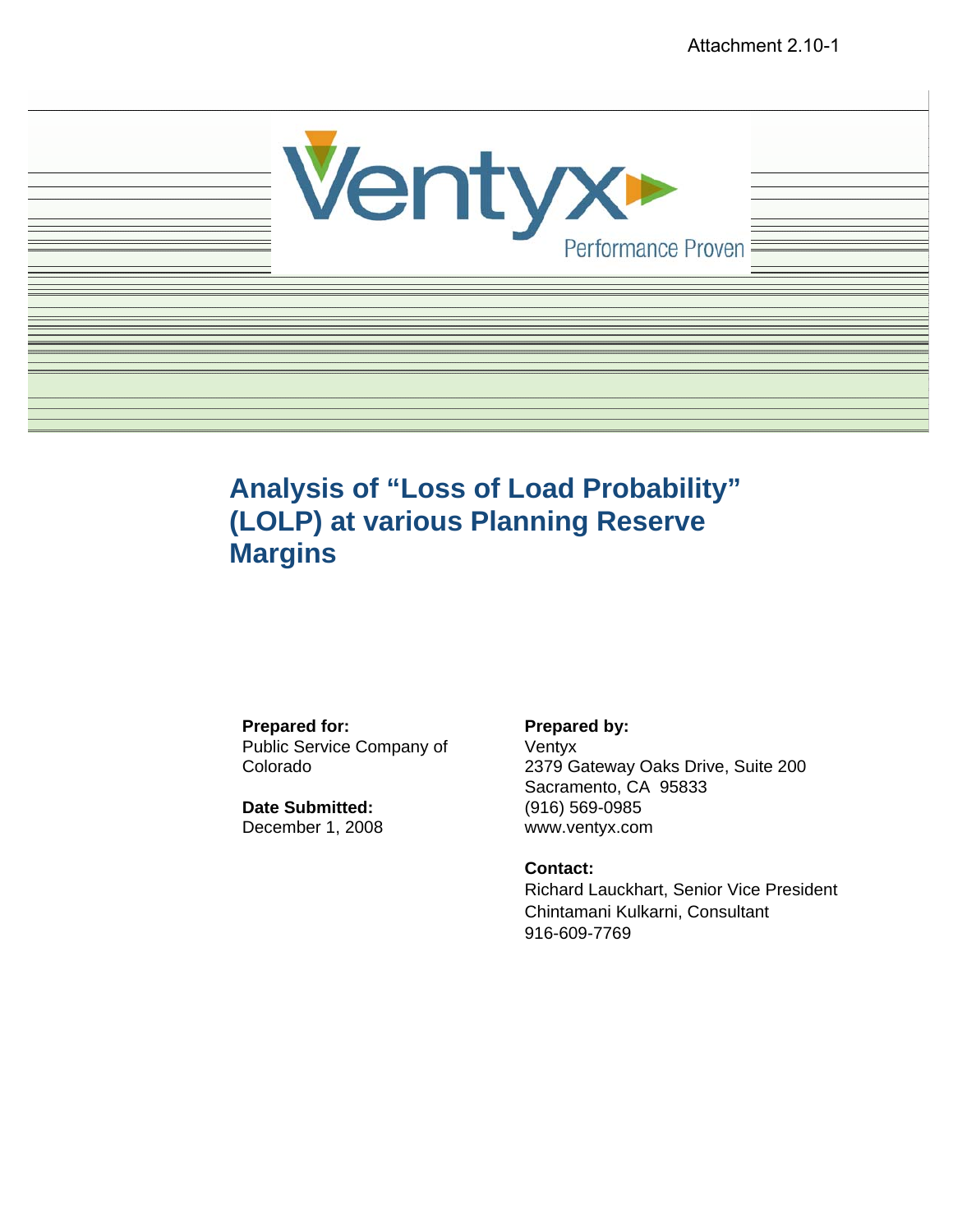Attachment 2.10-1

Ventyx

Performance Proven

# Analysis of "Loss of Load Probability" (LOLP) at various Planning Reserve Margins

**Prepared for:**
Public Service Company of Colorado

**Date Submitted:**
December 1, 2008

**Prepared by:**
Ventyx
2379 Gateway Oaks Drive, Suite 200
Sacramento, CA 95833
(916) 569-0985
www.ventyx.com

**Contact:**
Richard Lauckhart, Senior Vice President
Chintamani Kulkarni, Consultant
916-609-7769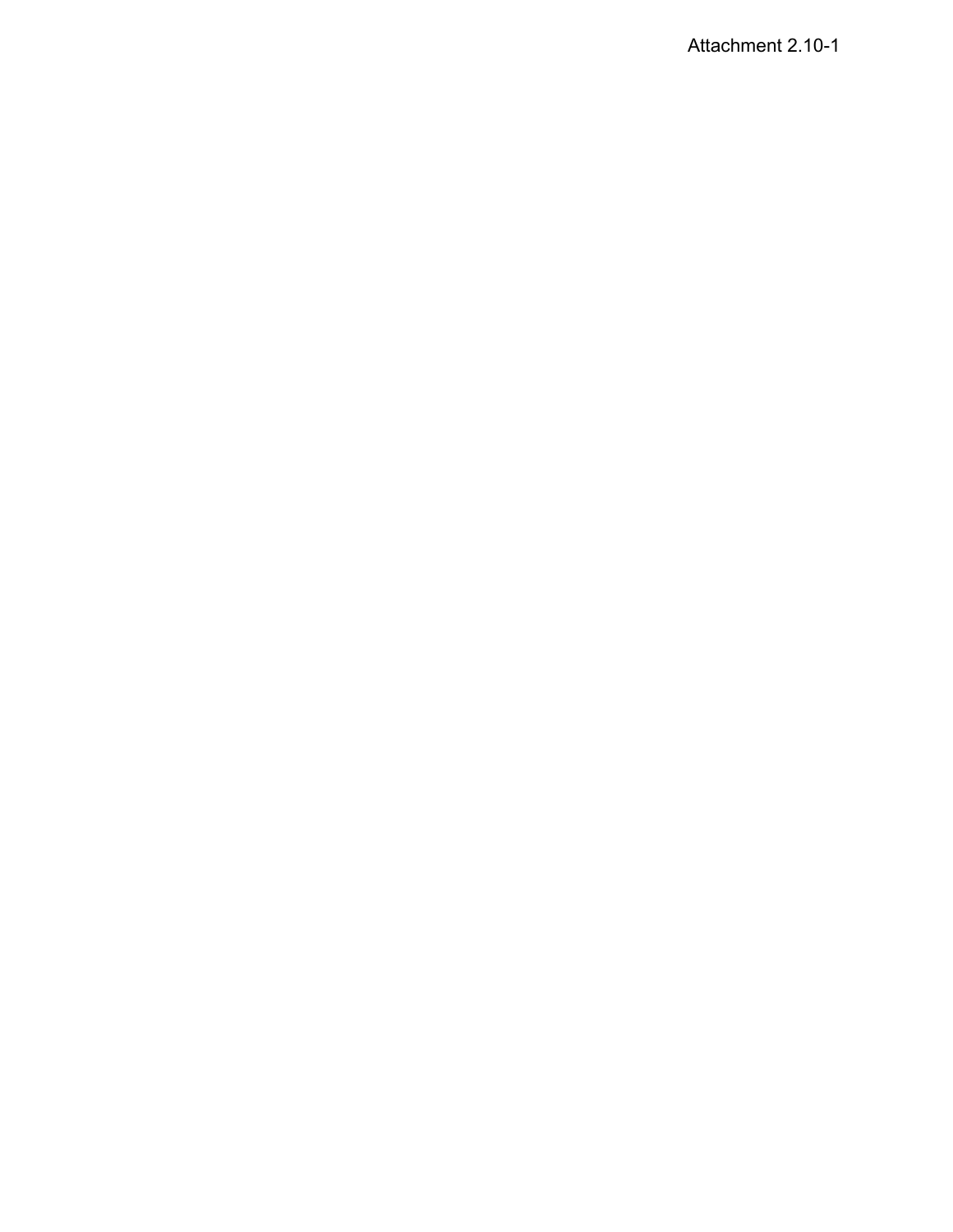Attachment 2.10-1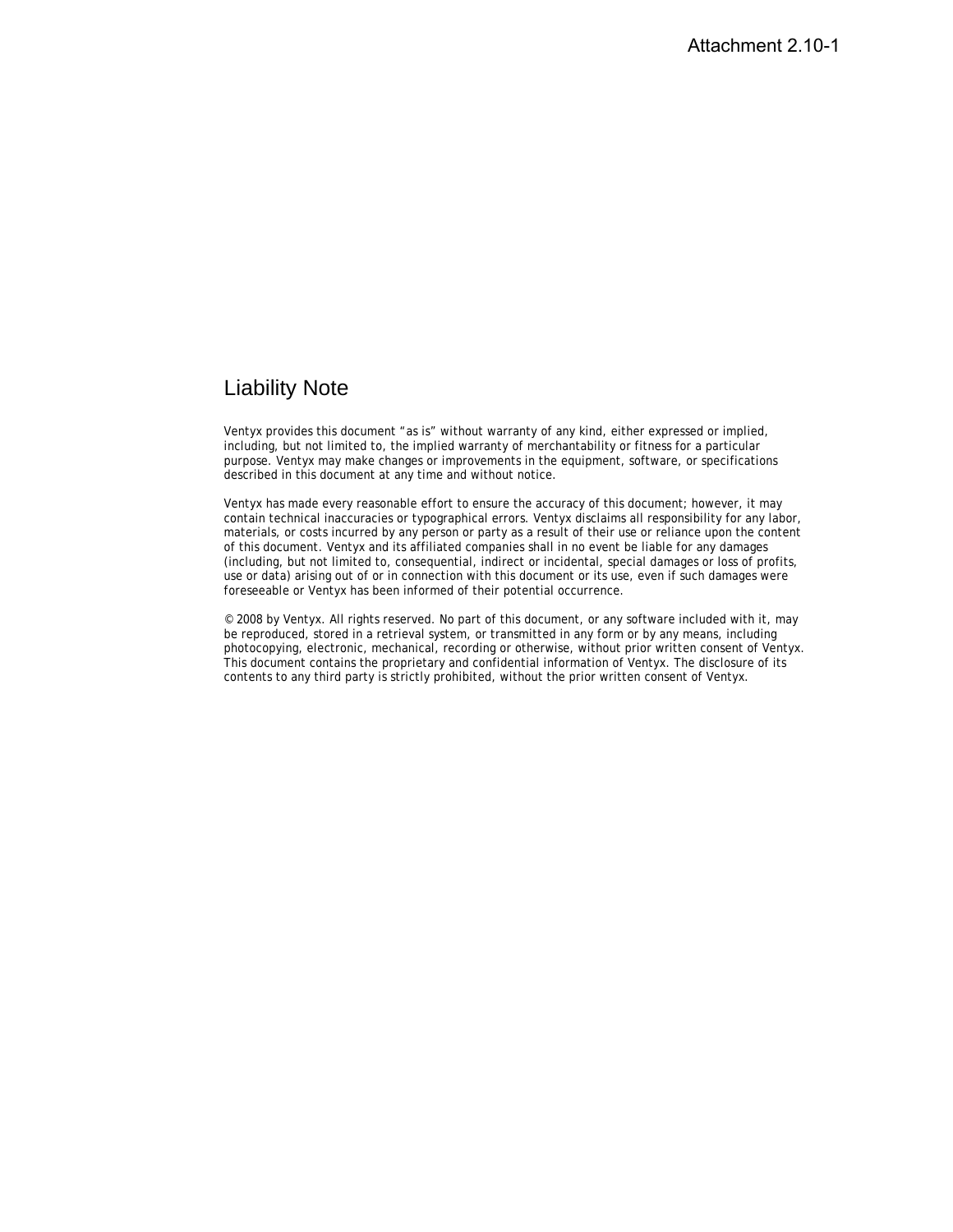Attachment 2.10-1

# Liability Note

Ventyx provides this document “as is” without warranty of any kind, either expressed or implied, including, but not limited to, the implied warranty of merchantability or fitness for a particular purpose. Ventyx may make changes or improvements in the equipment, software, or specifications described in this document at any time and without notice.

Ventyx has made every reasonable effort to ensure the accuracy of this document; however, it may contain technical inaccuracies or typographical errors. Ventyx disclaims all responsibility for any labor, materials, or costs incurred by any person or party as a result of their use or reliance upon the content of this document. Ventyx and its affiliated companies shall in no event be liable for any damages (including, but not limited to, consequential, indirect or incidental, special damages or loss of profits, use or data) arising out of or in connection with this document or its use, even if such damages were foreseeable or Ventyx has been informed of their potential occurrence.

© 2008 by Ventyx. All rights reserved. No part of this document, or any software included with it, may be reproduced, stored in a retrieval system, or transmitted in any form or by any means, including photocopying, electronic, mechanical, recording or otherwise, without prior written consent of Ventyx. This document contains the proprietary and confidential information of Ventyx. The disclosure of its contents to any third party is strictly prohibited, without the prior written consent of Ventyx.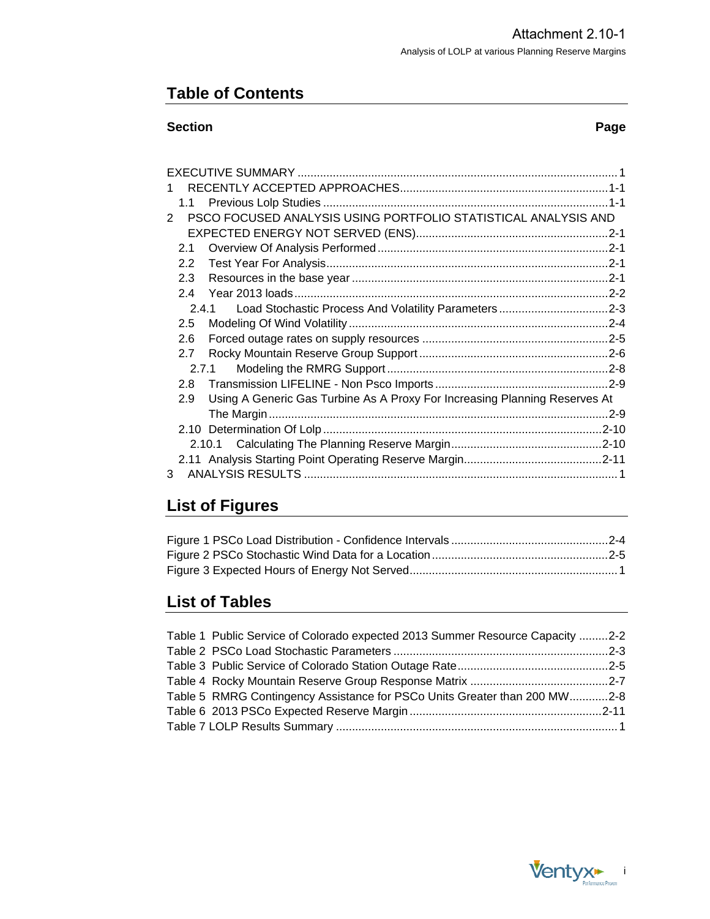## Table of Contents

**Section** **Page**

EXECUTIVE SUMMARY .......... 1

1 RECENTLY ACCEPTED APPROACHES .......... 1-1

- 1.1 Previous Lolp Studies .......... 1-1

2 PSCO FOCUSED ANALYSIS USING PORTFOLIO STATISTICAL ANALYSIS AND EXPECTED ENERGY NOT SERVED (ENS) .......... 2-1

- 2.1 Overview Of Analysis Performed .......... 2-1
- 2.2 Test Year For Analysis .......... 2-1
- 2.3 Resources in the base year .......... 2-1
- 2.4 Year 2013 loads .......... 2-2
  - 2.4.1 Load Stochastic Process And Volatility Parameters .......... 2-3
- 2.5 Modeling Of Wind Volatility .......... 2-4
- 2.6 Forced outage rates on supply resources .......... 2-5
- 2.7 Rocky Mountain Reserve Group Support .......... 2-6
  - 2.7.1 Modeling the RMRG Support .......... 2-8
- 2.8 Transmission LIFELINE - Non Psco Imports .......... 2-9
- 2.9 Using A Generic Gas Turbine As A Proxy For Increasing Planning Reserves At The Margin .......... 2-9
- 2.10 Determination Of Lolp .......... 2-10
  - 2.10.1 Calculating The Planning Reserve Margin .......... 2-10
- 2.11 Analysis Starting Point Operating Reserve Margin .......... 2-11

3 ANALYSIS RESULTS .......... 1

## List of Figures

Figure 1 PSCo Load Distribution - Confidence Intervals .......... 2-4

Figure 2 PSCo Stochastic Wind Data for a Location .......... 2-5

Figure 3 Expected Hours of Energy Not Served .......... 1

## List of Tables

Table 1 Public Service of Colorado expected 2013 Summer Resource Capacity .......... 2-2

Table 2 PSCo Load Stochastic Parameters .......... 2-3

Table 3 Public Service of Colorado Station Outage Rate .......... 2-5

Table 4 Rocky Mountain Reserve Group Response Matrix .......... 2-7

Table 5 RMRG Contingency Assistance for PSCo Units Greater than 200 MW .......... 2-8

Table 6 2013 PSCo Expected Reserve Margin .......... 2-11

Table 7 LOLP Results Summary .......... 1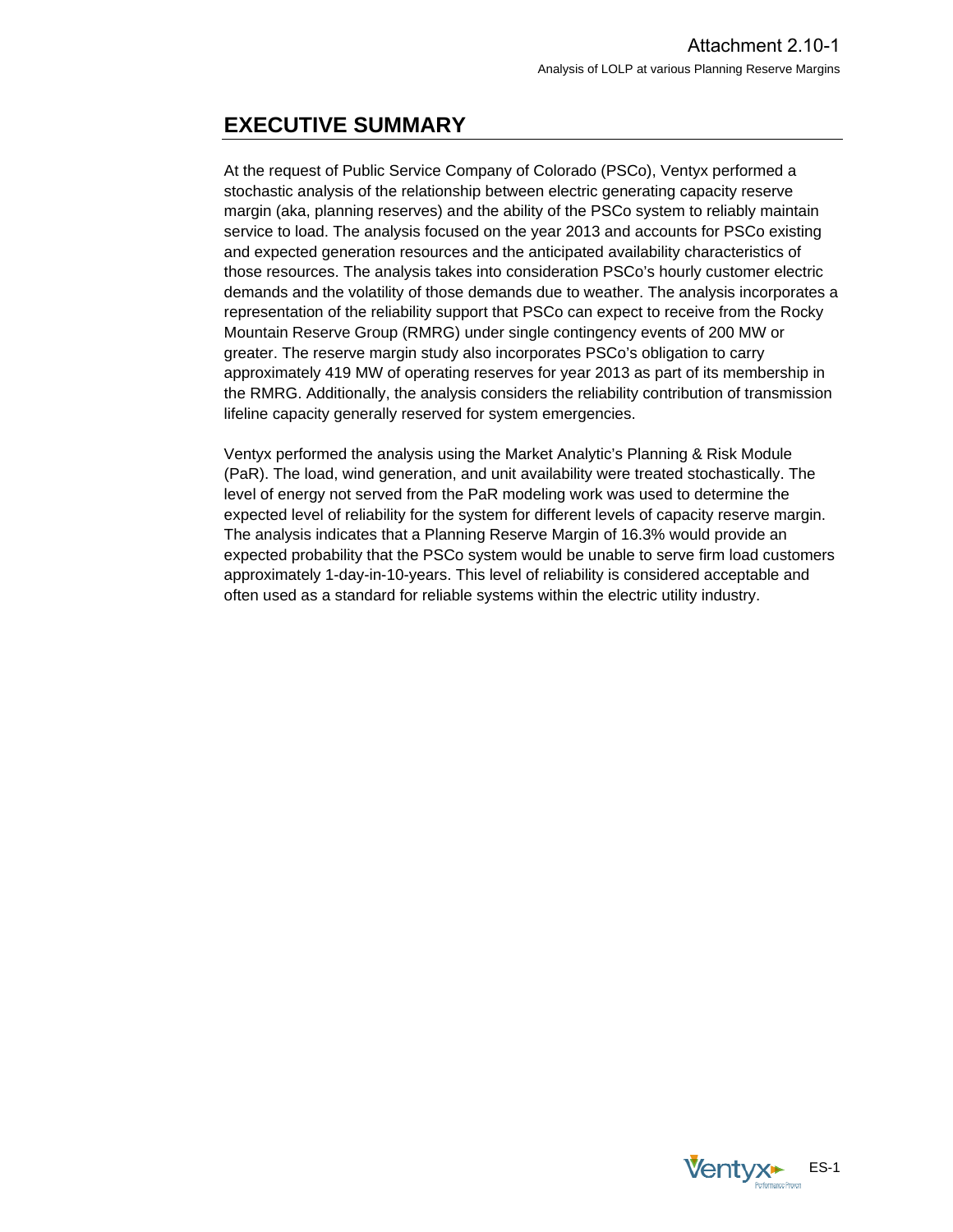# EXECUTIVE SUMMARY

At the request of Public Service Company of Colorado (PSCo), Ventyx performed a stochastic analysis of the relationship between electric generating capacity reserve margin (aka, planning reserves) and the ability of the PSCo system to reliably maintain service to load. The analysis focused on the year 2013 and accounts for PSCo existing and expected generation resources and the anticipated availability characteristics of those resources. The analysis takes into consideration PSCo's hourly customer electric demands and the volatility of those demands due to weather. The analysis incorporates a representation of the reliability support that PSCo can expect to receive from the Rocky Mountain Reserve Group (RMRG) under single contingency events of 200 MW or greater. The reserve margin study also incorporates PSCo's obligation to carry approximately 419 MW of operating reserves for year 2013 as part of its membership in the RMRG. Additionally, the analysis considers the reliability contribution of transmission lifeline capacity generally reserved for system emergencies.

Ventyx performed the analysis using the Market Analytic's Planning & Risk Module (PaR). The load, wind generation, and unit availability were treated stochastically. The level of energy not served from the PaR modeling work was used to determine the expected level of reliability for the system for different levels of capacity reserve margin. The analysis indicates that a Planning Reserve Margin of 16.3% would provide an expected probability that the PSCo system would be unable to serve firm load customers approximately 1-day-in-10-years. This level of reliability is considered acceptable and often used as a standard for reliable systems within the electric utility industry.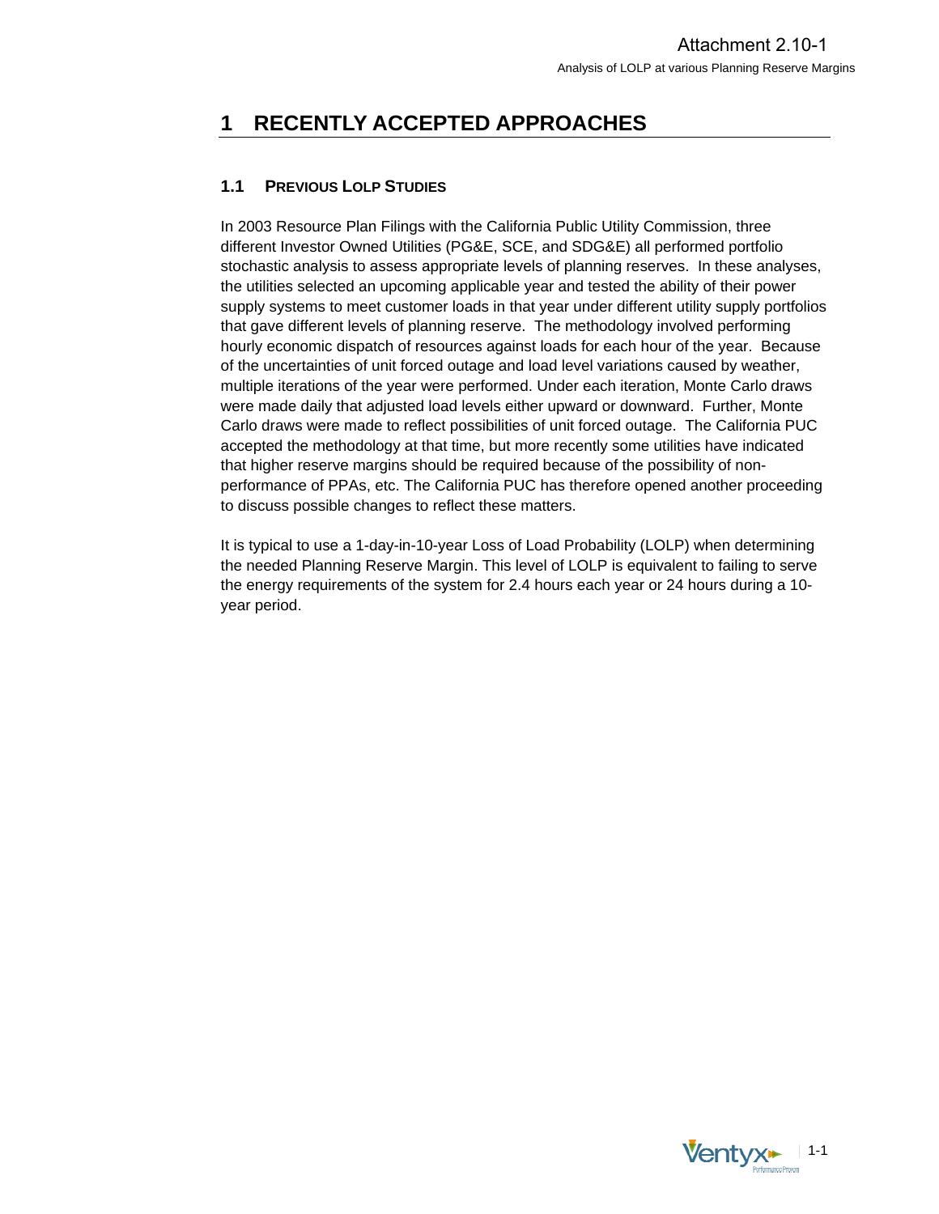# 1 RECENTLY ACCEPTED APPROACHES

## 1.1 PREVIOUS LOLP STUDIES

In 2003 Resource Plan Filings with the California Public Utility Commission, three different Investor Owned Utilities (PG&E, SCE, and SDG&E) all performed portfolio stochastic analysis to assess appropriate levels of planning reserves. In these analyses, the utilities selected an upcoming applicable year and tested the ability of their power supply systems to meet customer loads in that year under different utility supply portfolios that gave different levels of planning reserve. The methodology involved performing hourly economic dispatch of resources against loads for each hour of the year. Because of the uncertainties of unit forced outage and load level variations caused by weather, multiple iterations of the year were performed. Under each iteration, Monte Carlo draws were made daily that adjusted load levels either upward or downward. Further, Monte Carlo draws were made to reflect possibilities of unit forced outage. The California PUC accepted the methodology at that time, but more recently some utilities have indicated that higher reserve margins should be required because of the possibility of non-performance of PPAs, etc. The California PUC has therefore opened another proceeding to discuss possible changes to reflect these matters.

It is typical to use a 1-day-in-10-year Loss of Load Probability (LOLP) when determining the needed Planning Reserve Margin. This level of LOLP is equivalent to failing to serve the energy requirements of the system for 2.4 hours each year or 24 hours during a 10-year period.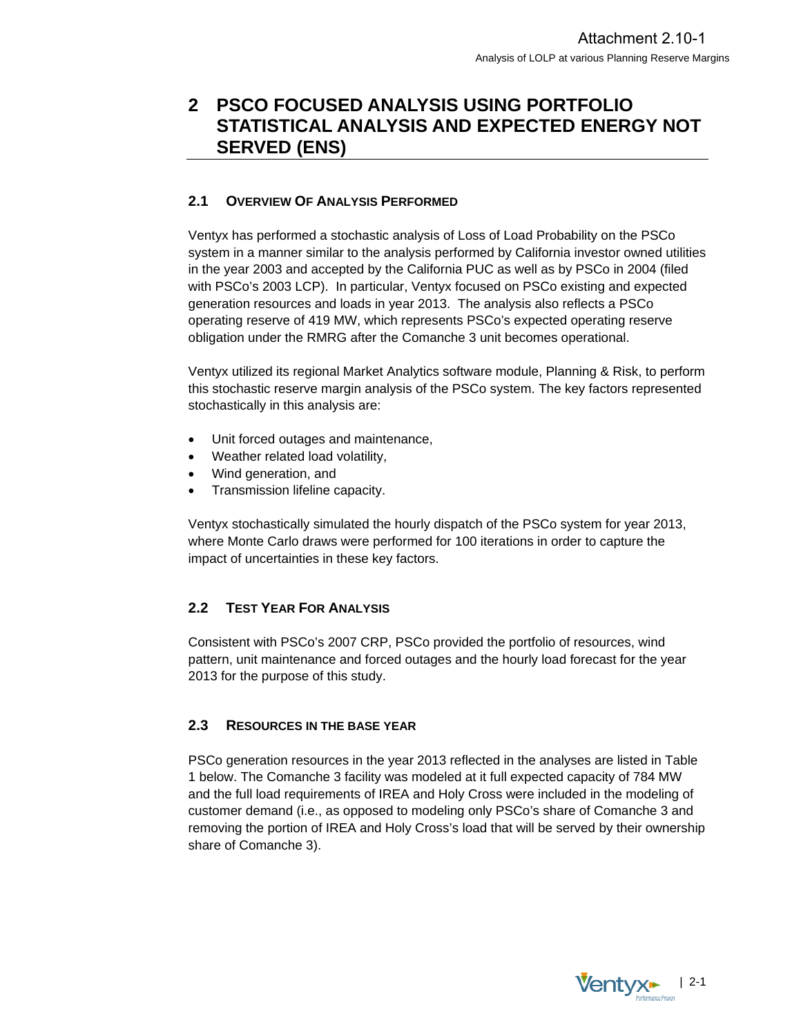# 2 PSCO FOCUSED ANALYSIS USING PORTFOLIO STATISTICAL ANALYSIS AND EXPECTED ENERGY NOT SERVED (ENS)

## 2.1 OVERVIEW OF ANALYSIS PERFORMED

Ventyx has performed a stochastic analysis of Loss of Load Probability on the PSCo system in a manner similar to the analysis performed by California investor owned utilities in the year 2003 and accepted by the California PUC as well as by PSCo in 2004 (filed with PSCo's 2003 LCP). In particular, Ventyx focused on PSCo existing and expected generation resources and loads in year 2013. The analysis also reflects a PSCo operating reserve of 419 MW, which represents PSCo's expected operating reserve obligation under the RMRG after the Comanche 3 unit becomes operational.

Ventyx utilized its regional Market Analytics software module, Planning & Risk, to perform this stochastic reserve margin analysis of the PSCo system. The key factors represented stochastically in this analysis are:

- Unit forced outages and maintenance,
- Weather related load volatility,
- Wind generation, and
- Transmission lifeline capacity.

Ventyx stochastically simulated the hourly dispatch of the PSCo system for year 2013, where Monte Carlo draws were performed for 100 iterations in order to capture the impact of uncertainties in these key factors.

## 2.2 TEST YEAR FOR ANALYSIS

Consistent with PSCo's 2007 CRP, PSCo provided the portfolio of resources, wind pattern, unit maintenance and forced outages and the hourly load forecast for the year 2013 for the purpose of this study.

## 2.3 RESOURCES IN THE BASE YEAR

PSCo generation resources in the year 2013 reflected in the analyses are listed in Table 1 below. The Comanche 3 facility was modeled at it full expected capacity of 784 MW and the full load requirements of IREA and Holy Cross were included in the modeling of customer demand (i.e., as opposed to modeling only PSCo's share of Comanche 3 and removing the portion of IREA and Holy Cross's load that will be served by their ownership share of Comanche 3).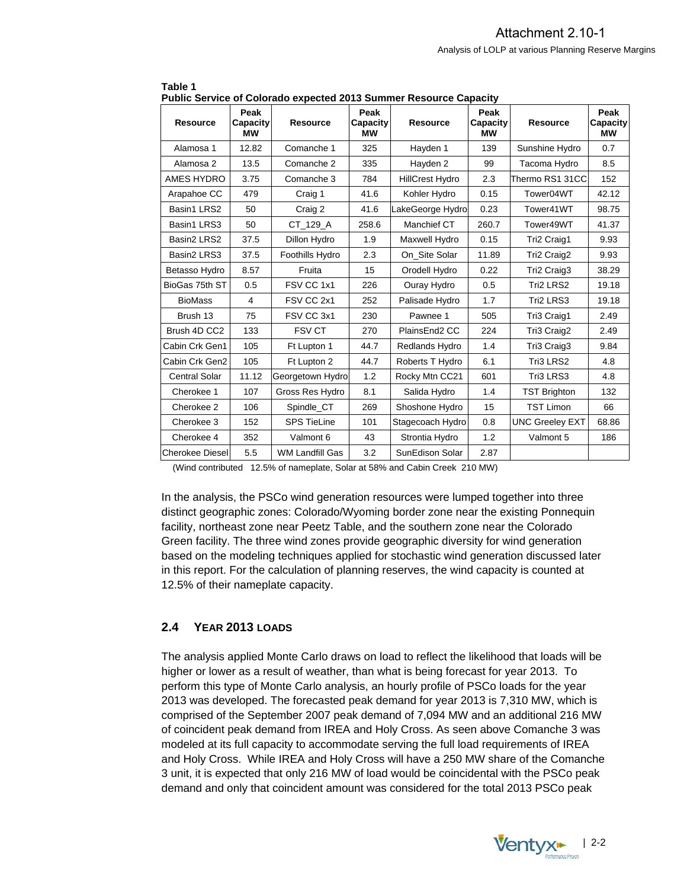**Table 1**
**Public Service of Colorado expected 2013 Summer Resource Capacity**

| Resource | Peak Capacity MW | Resource | Peak Capacity MW | Resource | Peak Capacity MW | Resource | Peak Capacity MW |
|---|---|---|---|---|---|---|---|
| Alamosa 1 | 12.82 | Comanche 1 | 325 | Hayden 1 | 139 | Sunshine Hydro | 0.7 |
| Alamosa 2 | 13.5 | Comanche 2 | 335 | Hayden 2 | 99 | Tacoma Hydro | 8.5 |
| AMES HYDRO | 3.75 | Comanche 3 | 784 | HillCrest Hydro | 2.3 | Thermo RS1 31CC | 152 |
| Arapahoe CC | 479 | Craig 1 | 41.6 | Kohler Hydro | 0.15 | Tower04WT | 42.12 |
| Basin1 LRS2 | 50 | Craig 2 | 41.6 | LakeGeorge Hydro | 0.23 | Tower41WT | 98.75 |
| Basin1 LRS3 | 50 | CT_129_A | 258.6 | Manchief CT | 260.7 | Tower49WT | 41.37 |
| Basin2 LRS2 | 37.5 | Dillon Hydro | 1.9 | Maxwell Hydro | 0.15 | Tri2 Craig1 | 9.93 |
| Basin2 LRS3 | 37.5 | Foothills Hydro | 2.3 | On_Site Solar | 11.89 | Tri2 Craig2 | 9.93 |
| Betasso Hydro | 8.57 | Fruita | 15 | Orodell Hydro | 0.22 | Tri2 Craig3 | 38.29 |
| BioGas 75th ST | 0.5 | FSV CC 1x1 | 226 | Ouray Hydro | 0.5 | Tri2 LRS2 | 19.18 |
| BioMass | 4 | FSV CC 2x1 | 252 | Palisade Hydro | 1.7 | Tri2 LRS3 | 19.18 |
| Brush 13 | 75 | FSV CC 3x1 | 230 | Pawnee 1 | 505 | Tri3 Craig1 | 2.49 |
| Brush 4D CC2 | 133 | FSV CT | 270 | PlainsEnd2 CC | 224 | Tri3 Craig2 | 2.49 |
| Cabin Crk Gen1 | 105 | Ft Lupton 1 | 44.7 | Redlands Hydro | 1.4 | Tri3 Craig3 | 9.84 |
| Cabin Crk Gen2 | 105 | Ft Lupton 2 | 44.7 | Roberts T Hydro | 6.1 | Tri3 LRS2 | 4.8 |
| Central Solar | 11.12 | Georgetown Hydro | 1.2 | Rocky Mtn CC21 | 601 | Tri3 LRS3 | 4.8 |
| Cherokee 1 | 107 | Gross Res Hydro | 8.1 | Salida Hydro | 1.4 | TST Brighton | 132 |
| Cherokee 2 | 106 | Spindle_CT | 269 | Shoshone Hydro | 15 | TST Limon | 66 |
| Cherokee 3 | 152 | SPS TieLine | 101 | Stagecoach Hydro | 0.8 | UNC Greeley EXT | 68.86 |
| Cherokee 4 | 352 | Valmont 6 | 43 | Strontia Hydro | 1.2 | Valmont 5 | 186 |
| Cherokee Diesel | 5.5 | WM Landfill Gas | 3.2 | SunEdison Solar | 2.87 | | |

(Wind contributed 12.5% of nameplate, Solar at 58% and Cabin Creek 210 MW)

In the analysis, the PSCo wind generation resources were lumped together into three distinct geographic zones: Colorado/Wyoming border zone near the existing Ponnequin facility, northeast zone near Peetz Table, and the southern zone near the Colorado Green facility. The three wind zones provide geographic diversity for wind generation based on the modeling techniques applied for stochastic wind generation discussed later in this report. For the calculation of planning reserves, the wind capacity is counted at 12.5% of their nameplate capacity.

## 2.4 Year 2013 Loads

The analysis applied Monte Carlo draws on load to reflect the likelihood that loads will be higher or lower as a result of weather, than what is being forecast for year 2013. To perform this type of Monte Carlo analysis, an hourly profile of PSCo loads for the year 2013 was developed. The forecasted peak demand for year 2013 is 7,310 MW, which is comprised of the September 2007 peak demand of 7,094 MW and an additional 216 MW of coincident peak demand from IREA and Holy Cross. As seen above Comanche 3 was modeled at its full capacity to accommodate serving the full load requirements of IREA and Holy Cross. While IREA and Holy Cross will have a 250 MW share of the Comanche 3 unit, it is expected that only 216 MW of load would be coincidental with the PSCo peak demand and only that coincident amount was considered for the total 2013 PSCo peak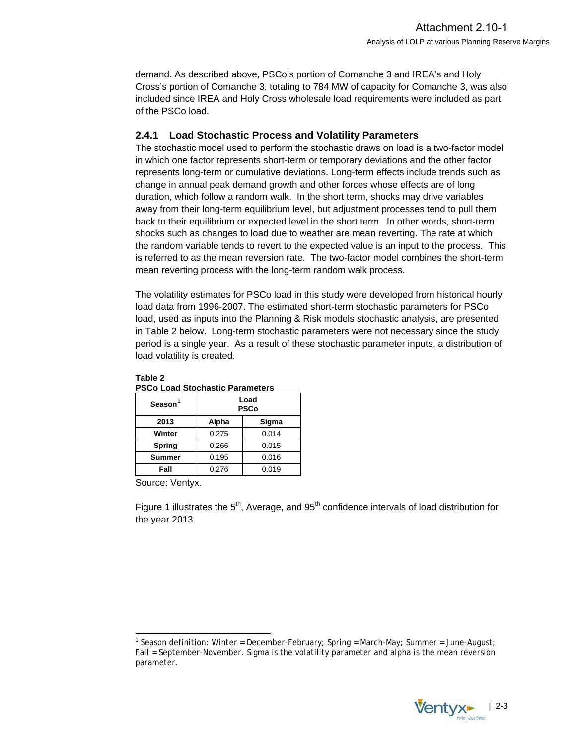demand. As described above, PSCo's portion of Comanche 3 and IREA's and Holy Cross's portion of Comanche 3, totaling to 784 MW of capacity for Comanche 3, was also included since IREA and Holy Cross wholesale load requirements were included as part of the PSCo load.

### 2.4.1 Load Stochastic Process and Volatility Parameters

The stochastic model used to perform the stochastic draws on load is a two-factor model in which one factor represents short-term or temporary deviations and the other factor represents long-term or cumulative deviations. Long-term effects include trends such as change in annual peak demand growth and other forces whose effects are of long duration, which follow a random walk. In the short term, shocks may drive variables away from their long-term equilibrium level, but adjustment processes tend to pull them back to their equilibrium or expected level in the short term. In other words, short-term shocks such as changes to load due to weather are mean reverting. The rate at which the random variable tends to revert to the expected value is an input to the process. This is referred to as the mean reversion rate. The two-factor model combines the short-term mean reverting process with the long-term random walk process.

The volatility estimates for PSCo load in this study were developed from historical hourly load data from 1996-2007. The estimated short-term stochastic parameters for PSCo load, used as inputs into the Planning & Risk models stochastic analysis, are presented in Table 2 below. Long-term stochastic parameters were not necessary since the study period is a single year. As a result of these stochastic parameter inputs, a distribution of load volatility is created.

**Table 2**
**PSCo Load Stochastic Parameters**

| Season[1] | Load PSCo | |
|---|---|---|
| **2013** | **Alpha** | **Sigma** |
| **Winter** | 0.275 | 0.014 |
| **Spring** | 0.266 | 0.015 |
| **Summer** | 0.195 | 0.016 |
| **Fall** | 0.276 | 0.019 |

Source: Ventyx.

Figure 1 illustrates the 5th, Average, and 95th confidence intervals of load distribution for the year 2013.

[1] Season definition: Winter = December-February; Spring = March-May; Summer = June-August; Fall = September-November. Sigma is the volatility parameter and alpha is the mean reversion parameter.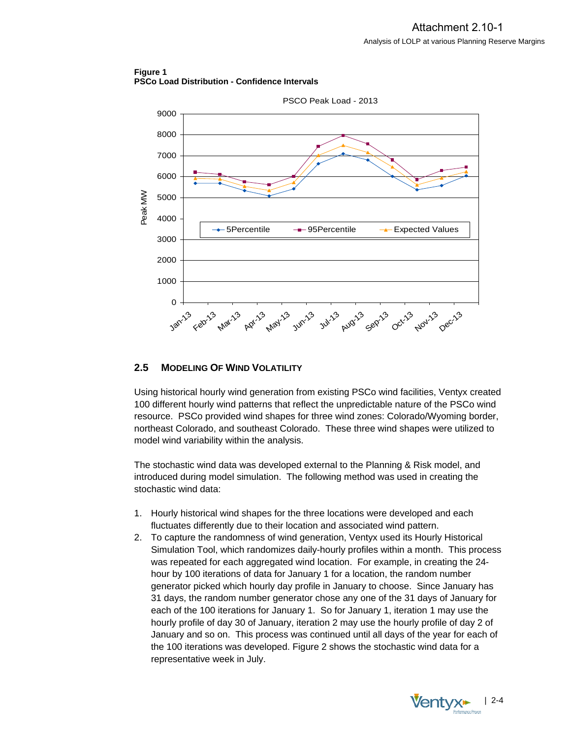**Figure 1**
**PSCo Load Distribution - Confidence Intervals**

## 2.5 MODELING OF WIND VOLATILITY

Using historical hourly wind generation from existing PSCo wind facilities, Ventyx created 100 different hourly wind patterns that reflect the unpredictable nature of the PSCo wind resource. PSCo provided wind shapes for three wind zones: Colorado/Wyoming border, northeast Colorado, and southeast Colorado. These three wind shapes were utilized to model wind variability within the analysis.

The stochastic wind data was developed external to the Planning & Risk model, and introduced during model simulation. The following method was used in creating the stochastic wind data:

1. Hourly historical wind shapes for the three locations were developed and each fluctuates differently due to their location and associated wind pattern.
2. To capture the randomness of wind generation, Ventyx used its Hourly Historical Simulation Tool, which randomizes daily-hourly profiles within a month. This process was repeated for each aggregated wind location. For example, in creating the 24-hour by 100 iterations of data for January 1 for a location, the random number generator picked which hourly day profile in January to choose. Since January has 31 days, the random number generator chose any one of the 31 days of January for each of the 100 iterations for January 1. So for January 1, iteration 1 may use the hourly profile of day 30 of January, iteration 2 may use the hourly profile of day 2 of January and so on. This process was continued until all days of the year for each of the 100 iterations was developed. Figure 2 shows the stochastic wind data for a representative week in July.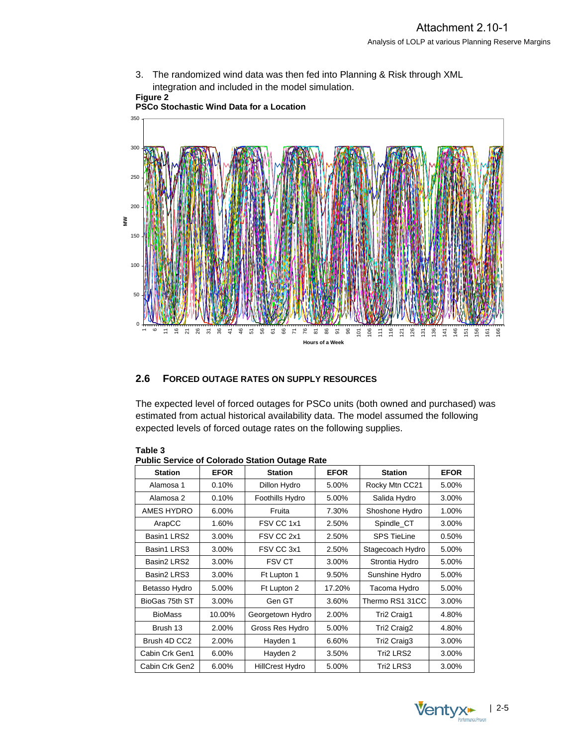3. The randomized wind data was then fed into Planning & Risk through XML integration and included in the model simulation.

**Figure 2**
**PSCo Stochastic Wind Data for a Location**

## 2.6 FORCED OUTAGE RATES ON SUPPLY RESOURCES

The expected level of forced outages for PSCo units (both owned and purchased) was estimated from actual historical availability data. The model assumed the following expected levels of forced outage rates on the following supplies.

**Table 3**
**Public Service of Colorado Station Outage Rate**

| Station | EFOR | Station | EFOR | Station | EFOR |
|---|---|---|---|---|---|
| Alamosa 1 | 0.10% | Dillon Hydro | 5.00% | Rocky Mtn CC21 | 5.00% |
| Alamosa 2 | 0.10% | Foothills Hydro | 5.00% | Salida Hydro | 3.00% |
| AMES HYDRO | 6.00% | Fruita | 7.30% | Shoshone Hydro | 1.00% |
| ArapCC | 1.60% | FSV CC 1x1 | 2.50% | Spindle_CT | 3.00% |
| Basin1 LRS2 | 3.00% | FSV CC 2x1 | 2.50% | SPS TieLine | 0.50% |
| Basin1 LRS3 | 3.00% | FSV CC 3x1 | 2.50% | Stagecoach Hydro | 5.00% |
| Basin2 LRS2 | 3.00% | FSV CT | 3.00% | Strontia Hydro | 5.00% |
| Basin2 LRS3 | 3.00% | Ft Lupton 1 | 9.50% | Sunshine Hydro | 5.00% |
| Betasso Hydro | 5.00% | Ft Lupton 2 | 17.20% | Tacoma Hydro | 5.00% |
| BioGas 75th ST | 3.00% | Gen GT | 3.60% | Thermo RS1 31CC | 3.00% |
| BioMass | 10.00% | Georgetown Hydro | 2.00% | Tri2 Craig1 | 4.80% |
| Brush 13 | 2.00% | Gross Res Hydro | 5.00% | Tri2 Craig2 | 4.80% |
| Brush 4D CC2 | 2.00% | Hayden 1 | 6.60% | Tri2 Craig3 | 3.00% |
| Cabin Crk Gen1 | 6.00% | Hayden 2 | 3.50% | Tri2 LRS2 | 3.00% |
| Cabin Crk Gen2 | 6.00% | HillCrest Hydro | 5.00% | Tri2 LRS3 | 3.00% |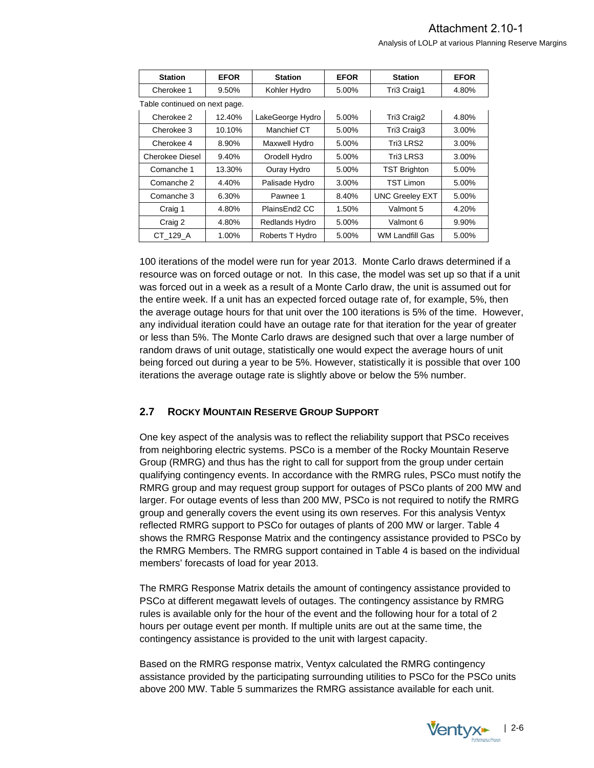| Station | EFOR | Station | EFOR | Station | EFOR |
|---|---|---|---|---|---|
| Cherokee 1 | 9.50% | Kohler Hydro | 5.00% | Tri3 Craig1 | 4.80% |
| Cherokee 2 | 12.40% | LakeGeorge Hydro | 5.00% | Tri3 Craig2 | 4.80% |
| Cherokee 3 | 10.10% | Manchief CT | 5.00% | Tri3 Craig3 | 3.00% |
| Cherokee 4 | 8.90% | Maxwell Hydro | 5.00% | Tri3 LRS2 | 3.00% |
| Cherokee Diesel | 9.40% | Orodell Hydro | 5.00% | Tri3 LRS3 | 3.00% |
| Comanche 1 | 13.30% | Ouray Hydro | 5.00% | TST Brighton | 5.00% |
| Comanche 2 | 4.40% | Palisade Hydro | 3.00% | TST Limon | 5.00% |
| Comanche 3 | 6.30% | Pawnee 1 | 8.40% | UNC Greeley EXT | 5.00% |
| Craig 1 | 4.80% | PlainsEnd2 CC | 1.50% | Valmont 5 | 4.20% |
| Craig 2 | 4.80% | Redlands Hydro | 5.00% | Valmont 6 | 9.90% |
| CT_129_A | 1.00% | Roberts T Hydro | 5.00% | WM Landfill Gas | 5.00% |

Table continued on next page.

100 iterations of the model were run for year 2013. Monte Carlo draws determined if a resource was on forced outage or not. In this case, the model was set up so that if a unit was forced out in a week as a result of a Monte Carlo draw, the unit is assumed out for the entire week. If a unit has an expected forced outage rate of, for example, 5%, then the average outage hours for that unit over the 100 iterations is 5% of the time. However, any individual iteration could have an outage rate for that iteration for the year of greater or less than 5%. The Monte Carlo draws are designed such that over a large number of random draws of unit outage, statistically one would expect the average hours of unit being forced out during a year to be 5%. However, statistically it is possible that over 100 iterations the average outage rate is slightly above or below the 5% number.

## 2.7 Rocky Mountain Reserve Group Support

One key aspect of the analysis was to reflect the reliability support that PSCo receives from neighboring electric systems. PSCo is a member of the Rocky Mountain Reserve Group (RMRG) and thus has the right to call for support from the group under certain qualifying contingency events. In accordance with the RMRG rules, PSCo must notify the RMRG group and may request group support for outages of PSCo plants of 200 MW and larger. For outage events of less than 200 MW, PSCo is not required to notify the RMRG group and generally covers the event using its own reserves. For this analysis Ventyx reflected RMRG support to PSCo for outages of plants of 200 MW or larger. Table 4 shows the RMRG Response Matrix and the contingency assistance provided to PSCo by the RMRG Members. The RMRG support contained in Table 4 is based on the individual members' forecasts of load for year 2013.

The RMRG Response Matrix details the amount of contingency assistance provided to PSCo at different megawatt levels of outages. The contingency assistance by RMRG rules is available only for the hour of the event and the following hour for a total of 2 hours per outage event per month. If multiple units are out at the same time, the contingency assistance is provided to the unit with largest capacity.

Based on the RMRG response matrix, Ventyx calculated the RMRG contingency assistance provided by the participating surrounding utilities to PSCo for the PSCo units above 200 MW. Table 5 summarizes the RMRG assistance available for each unit.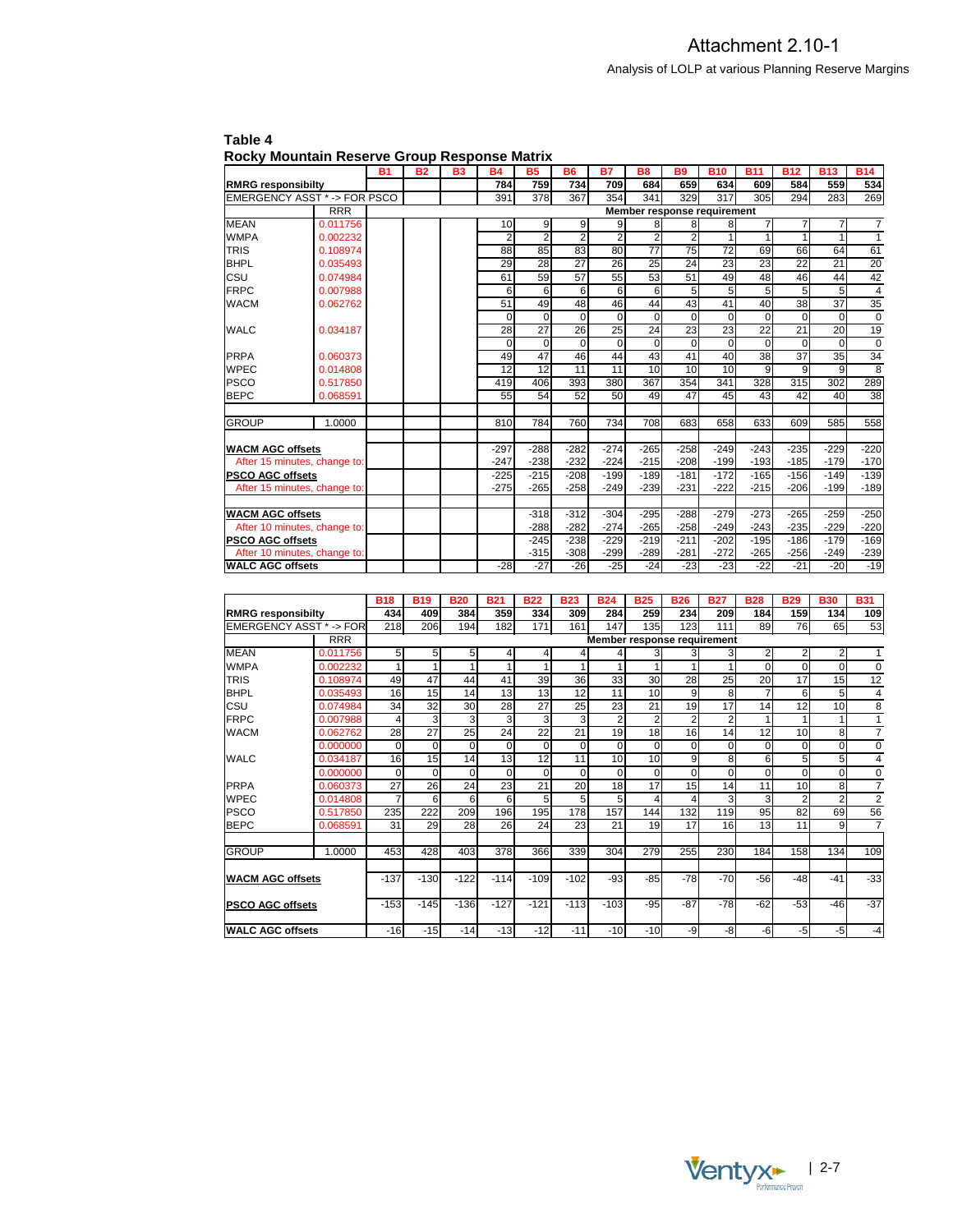# Attachment 2.10-1

Analysis of LOLP at various Planning Reserve Margins

**Table 4**
**Rocky Mountain Reserve Group Response Matrix**

| | | B1 | B2 | B3 | B4 | B5 | B6 | B7 | B8 | B9 | B10 | B11 | B12 | B13 | B14 |
|---|---|---|---|---|---|---|---|---|---|---|---|---|---|---|---|
| **RMRG responsibilty** | | | | | **784** | **759** | **734** | **709** | **684** | **659** | **634** | **609** | **584** | **559** | **534** |
| EMERGENCY ASST * -> FOR PSCO | | | | | 391 | 378 | 367 | 354 | 341 | 329 | 317 | 305 | 294 | 283 | 269 |
| | RRR | | | | **Member response requirement** | | | | | | | | | | |
| MEAN | 0.011756 | | | | 10 | 9 | 9 | 9 | 8 | 8 | 8 | 7 | 7 | 7 | 7 |
| WMPA | 0.002232 | | | | 2 | 2 | 2 | 2 | 2 | 2 | 1 | 1 | 1 | 1 | 1 |
| TRIS | 0.108974 | | | | 88 | 85 | 83 | 80 | 77 | 75 | 72 | 69 | 66 | 64 | 61 |
| BHPL | 0.035493 | | | | 29 | 28 | 27 | 26 | 25 | 24 | 23 | 23 | 22 | 21 | 20 |
| CSU | 0.074984 | | | | 61 | 59 | 57 | 55 | 53 | 51 | 49 | 48 | 46 | 44 | 42 |
| FRPC | 0.007988 | | | | 6 | 6 | 6 | 6 | 6 | 5 | 5 | 5 | 5 | 5 | 4 |
| WACM | 0.062762 | | | | 51 | 49 | 48 | 46 | 44 | 43 | 41 | 40 | 38 | 37 | 35 |
| | | | | | 0 | 0 | 0 | 0 | 0 | 0 | 0 | 0 | 0 | 0 | 0 |
| WALC | 0.034187 | | | | 28 | 27 | 26 | 25 | 24 | 23 | 23 | 22 | 21 | 20 | 19 |
| | | | | | 0 | 0 | 0 | 0 | 0 | 0 | 0 | 0 | 0 | 0 | 0 |
| PRPA | 0.060373 | | | | 49 | 47 | 46 | 44 | 43 | 41 | 40 | 38 | 37 | 35 | 34 |
| WPEC | 0.014808 | | | | 12 | 12 | 11 | 11 | 10 | 10 | 10 | 9 | 9 | 9 | 8 |
| PSCO | 0.517850 | | | | 419 | 406 | 393 | 380 | 367 | 354 | 341 | 328 | 315 | 302 | 289 |
| BEPC | 0.068591 | | | | 55 | 54 | 52 | 50 | 49 | 47 | 45 | 43 | 42 | 40 | 38 |
| GROUP | 1.0000 | | | | 810 | 784 | 760 | 734 | 708 | 683 | 658 | 633 | 609 | 585 | 558 |
| **WACM AGC offsets** | | | | | -297 | -288 | -282 | -274 | -265 | -258 | -249 | -243 | -235 | -229 | -220 |
| After 15 minutes, change to: | | | | | -247 | -238 | -232 | -224 | -215 | -208 | -199 | -193 | -185 | -179 | -170 |
| **PSCO AGC offsets** | | | | | -225 | -215 | -208 | -199 | -189 | -181 | -172 | -165 | -156 | -149 | -139 |
| After 15 minutes, change to: | | | | | -275 | -265 | -258 | -249 | -239 | -231 | -222 | -215 | -206 | -199 | -189 |
| **WACM AGC offsets** | | | | | | -318 | -312 | -304 | -295 | -288 | -279 | -273 | -265 | -259 | -250 |
| After 10 minutes, change to: | | | | | | -288 | -282 | -274 | -265 | -258 | -249 | -243 | -235 | -229 | -220 |
| **PSCO AGC offsets** | | | | | | -245 | -238 | -229 | -219 | -211 | -202 | -195 | -186 | -179 | -169 |
| After 10 minutes, change to: | | | | | | -315 | -308 | -299 | -289 | -281 | -272 | -265 | -256 | -249 | -239 |
| **WALC AGC offsets** | | | | | -28 | -27 | -26 | -25 | -24 | -23 | -23 | -22 | -21 | -20 | -19 |

| | | B18 | B19 | B20 | B21 | B22 | B23 | B24 | B25 | B26 | B27 | B28 | B29 | B30 | B31 |
|---|---|---|---|---|---|---|---|---|---|---|---|---|---|---|---|
| **RMRG responsibilty** | | **434** | **409** | **384** | **359** | **334** | **309** | **284** | **259** | **234** | **209** | **184** | **159** | **134** | **109** |
| EMERGENCY ASST * -> FOR | | 218 | 206 | 194 | 182 | 171 | 161 | 147 | 135 | 123 | 111 | 89 | 76 | 65 | 53 |
| | RRR | **Member response requirement** | | | | | | | | | | | | | |
| MEAN | 0.011756 | 5 | 5 | 5 | 4 | 4 | 4 | 4 | 3 | 3 | 3 | 2 | 2 | 2 | 1 |
| WMPA | 0.002232 | 1 | 1 | 1 | 1 | 1 | 1 | 1 | 1 | 1 | 1 | 0 | 0 | 0 | 0 |
| TRIS | 0.108974 | 49 | 47 | 44 | 41 | 39 | 36 | 33 | 30 | 28 | 25 | 20 | 17 | 15 | 12 |
| BHPL | 0.035493 | 16 | 15 | 14 | 13 | 13 | 12 | 11 | 10 | 9 | 8 | 7 | 6 | 5 | 4 |
| CSU | 0.074984 | 34 | 32 | 30 | 28 | 27 | 25 | 23 | 21 | 19 | 17 | 14 | 12 | 10 | 8 |
| FRPC | 0.007988 | 4 | 3 | 3 | 3 | 3 | 3 | 2 | 2 | 2 | 2 | 1 | 1 | 1 | 1 |
| WACM | 0.062762 | 28 | 27 | 25 | 24 | 22 | 21 | 19 | 18 | 16 | 14 | 12 | 10 | 8 | 7 |
| | 0.000000 | 0 | 0 | 0 | 0 | 0 | 0 | 0 | 0 | 0 | 0 | 0 | 0 | 0 | 0 |
| WALC | 0.034187 | 16 | 15 | 14 | 13 | 12 | 11 | 10 | 10 | 9 | 8 | 6 | 5 | 5 | 4 |
| | 0.000000 | 0 | 0 | 0 | 0 | 0 | 0 | 0 | 0 | 0 | 0 | 0 | 0 | 0 | 0 |
| PRPA | 0.060373 | 27 | 26 | 24 | 23 | 21 | 20 | 18 | 17 | 15 | 14 | 11 | 10 | 8 | 7 |
| WPEC | 0.014808 | 7 | 6 | 6 | 6 | 5 | 5 | 5 | 4 | 4 | 3 | 3 | 2 | 2 | 2 |
| PSCO | 0.517850 | 235 | 222 | 209 | 196 | 195 | 178 | 157 | 144 | 132 | 119 | 95 | 82 | 69 | 56 |
| BEPC | 0.068591 | 31 | 29 | 28 | 26 | 24 | 23 | 21 | 19 | 17 | 16 | 13 | 11 | 9 | 7 |
| GROUP | 1.0000 | 453 | 428 | 403 | 378 | 366 | 339 | 304 | 279 | 255 | 230 | 184 | 158 | 134 | 109 |
| **WACM AGC offsets** | | -137 | -130 | -122 | -114 | -109 | -102 | -93 | -85 | -78 | -70 | -56 | -48 | -41 | -33 |
| **PSCO AGC offsets** | | -153 | -145 | -136 | -127 | -121 | -113 | -103 | -95 | -87 | -78 | -62 | -53 | -46 | -37 |
| **WALC AGC offsets** | | -16 | -15 | -14 | -13 | -12 | -11 | -10 | -10 | -9 | -8 | -6 | -5 | -5 | -4 |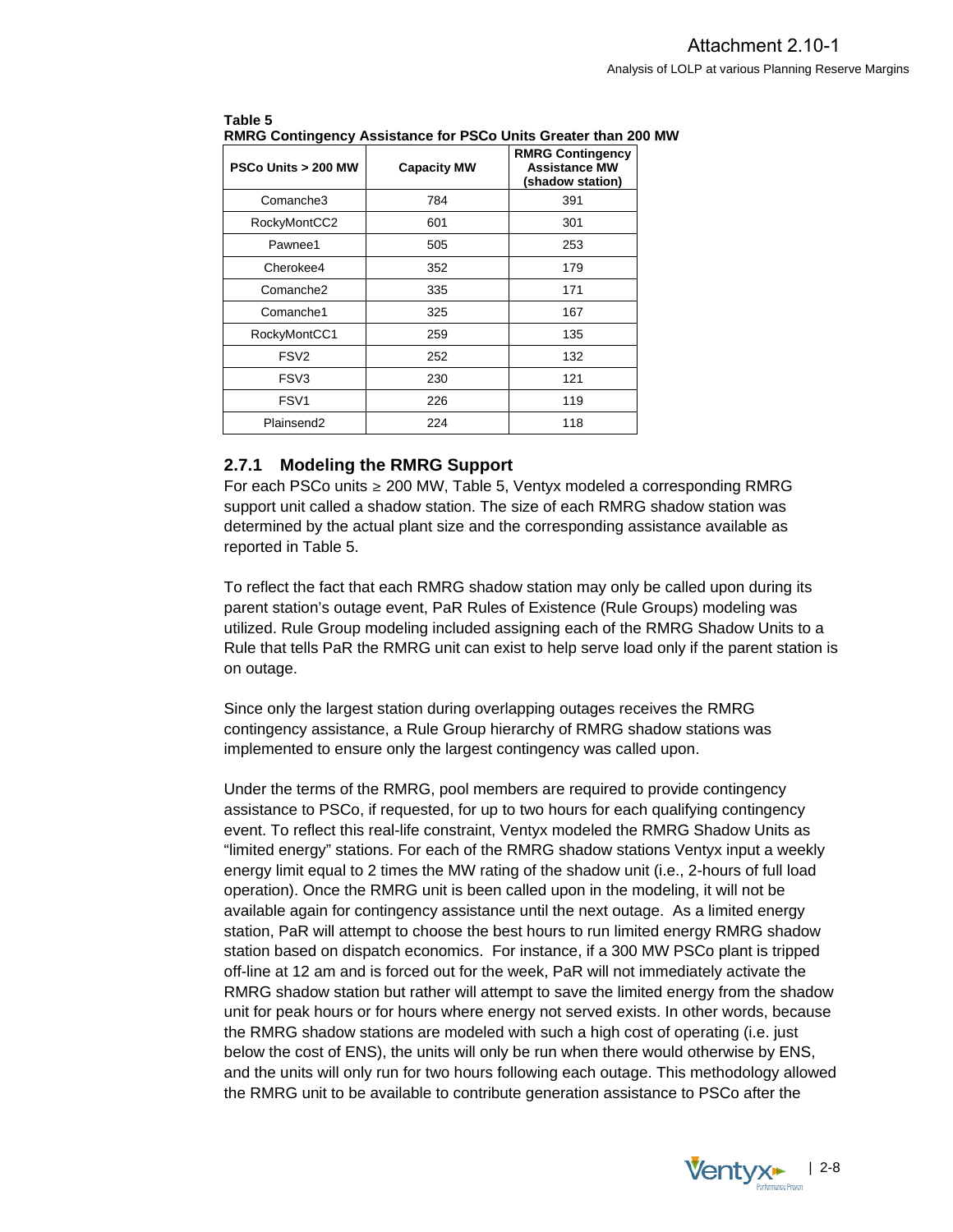**Table 5**
**RMRG Contingency Assistance for PSCo Units Greater than 200 MW**

| PSCo Units > 200 MW | Capacity MW | RMRG Contingency Assistance MW (shadow station) |
|---|---|---|
| Comanche3 | 784 | 391 |
| RockyMontCC2 | 601 | 301 |
| Pawnee1 | 505 | 253 |
| Cherokee4 | 352 | 179 |
| Comanche2 | 335 | 171 |
| Comanche1 | 325 | 167 |
| RockyMontCC1 | 259 | 135 |
| FSV2 | 252 | 132 |
| FSV3 | 230 | 121 |
| FSV1 | 226 | 119 |
| Plainsend2 | 224 | 118 |

### 2.7.1 Modeling the RMRG Support

For each PSCo units ≥ 200 MW, Table 5, Ventyx modeled a corresponding RMRG support unit called a shadow station. The size of each RMRG shadow station was determined by the actual plant size and the corresponding assistance available as reported in Table 5.

To reflect the fact that each RMRG shadow station may only be called upon during its parent station's outage event, PaR Rules of Existence (Rule Groups) modeling was utilized. Rule Group modeling included assigning each of the RMRG Shadow Units to a Rule that tells PaR the RMRG unit can exist to help serve load only if the parent station is on outage.

Since only the largest station during overlapping outages receives the RMRG contingency assistance, a Rule Group hierarchy of RMRG shadow stations was implemented to ensure only the largest contingency was called upon.

Under the terms of the RMRG, pool members are required to provide contingency assistance to PSCo, if requested, for up to two hours for each qualifying contingency event. To reflect this real-life constraint, Ventyx modeled the RMRG Shadow Units as "limited energy" stations. For each of the RMRG shadow stations Ventyx input a weekly energy limit equal to 2 times the MW rating of the shadow unit (i.e., 2-hours of full load operation). Once the RMRG unit is been called upon in the modeling, it will not be available again for contingency assistance until the next outage. As a limited energy station, PaR will attempt to choose the best hours to run limited energy RMRG shadow station based on dispatch economics. For instance, if a 300 MW PSCo plant is tripped off-line at 12 am and is forced out for the week, PaR will not immediately activate the RMRG shadow station but rather will attempt to save the limited energy from the shadow unit for peak hours or for hours where energy not served exists. In other words, because the RMRG shadow stations are modeled with such a high cost of operating (i.e. just below the cost of ENS), the units will only be run when there would otherwise by ENS, and the units will only run for two hours following each outage. This methodology allowed the RMRG unit to be available to contribute generation assistance to PSCo after the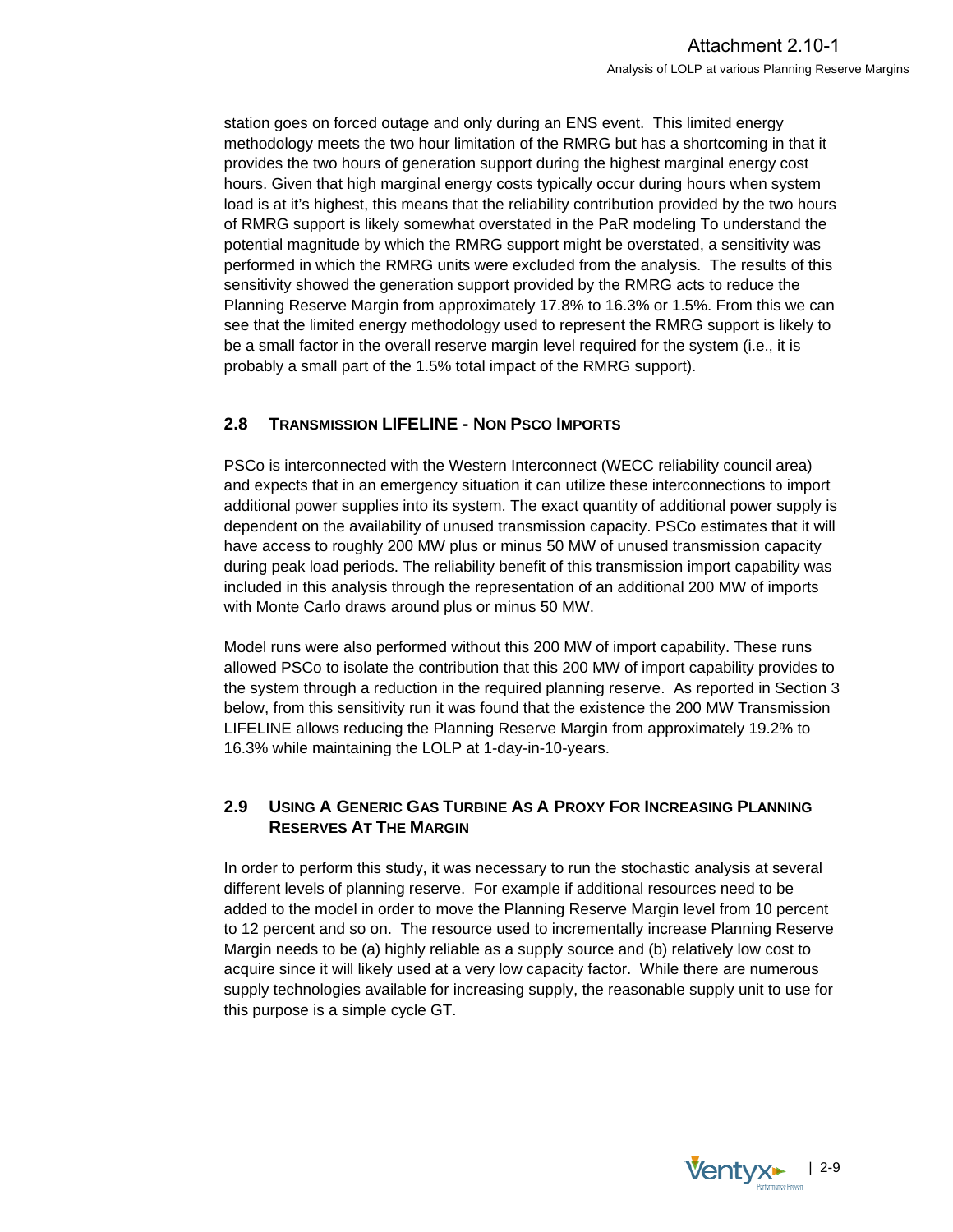station goes on forced outage and only during an ENS event. This limited energy methodology meets the two hour limitation of the RMRG but has a shortcoming in that it provides the two hours of generation support during the highest marginal energy cost hours. Given that high marginal energy costs typically occur during hours when system load is at it's highest, this means that the reliability contribution provided by the two hours of RMRG support is likely somewhat overstated in the PaR modeling To understand the potential magnitude by which the RMRG support might be overstated, a sensitivity was performed in which the RMRG units were excluded from the analysis. The results of this sensitivity showed the generation support provided by the RMRG acts to reduce the Planning Reserve Margin from approximately 17.8% to 16.3% or 1.5%. From this we can see that the limited energy methodology used to represent the RMRG support is likely to be a small factor in the overall reserve margin level required for the system (i.e., it is probably a small part of the 1.5% total impact of the RMRG support).

## 2.8 TRANSMISSION LIFELINE - NON PSCO IMPORTS

PSCo is interconnected with the Western Interconnect (WECC reliability council area) and expects that in an emergency situation it can utilize these interconnections to import additional power supplies into its system. The exact quantity of additional power supply is dependent on the availability of unused transmission capacity. PSCo estimates that it will have access to roughly 200 MW plus or minus 50 MW of unused transmission capacity during peak load periods. The reliability benefit of this transmission import capability was included in this analysis through the representation of an additional 200 MW of imports with Monte Carlo draws around plus or minus 50 MW.

Model runs were also performed without this 200 MW of import capability. These runs allowed PSCo to isolate the contribution that this 200 MW of import capability provides to the system through a reduction in the required planning reserve. As reported in Section 3 below, from this sensitivity run it was found that the existence the 200 MW Transmission LIFELINE allows reducing the Planning Reserve Margin from approximately 19.2% to 16.3% while maintaining the LOLP at 1-day-in-10-years.

## 2.9 USING A GENERIC GAS TURBINE AS A PROXY FOR INCREASING PLANNING RESERVES AT THE MARGIN

In order to perform this study, it was necessary to run the stochastic analysis at several different levels of planning reserve. For example if additional resources need to be added to the model in order to move the Planning Reserve Margin level from 10 percent to 12 percent and so on. The resource used to incrementally increase Planning Reserve Margin needs to be (a) highly reliable as a supply source and (b) relatively low cost to acquire since it will likely used at a very low capacity factor. While there are numerous supply technologies available for increasing supply, the reasonable supply unit to use for this purpose is a simple cycle GT.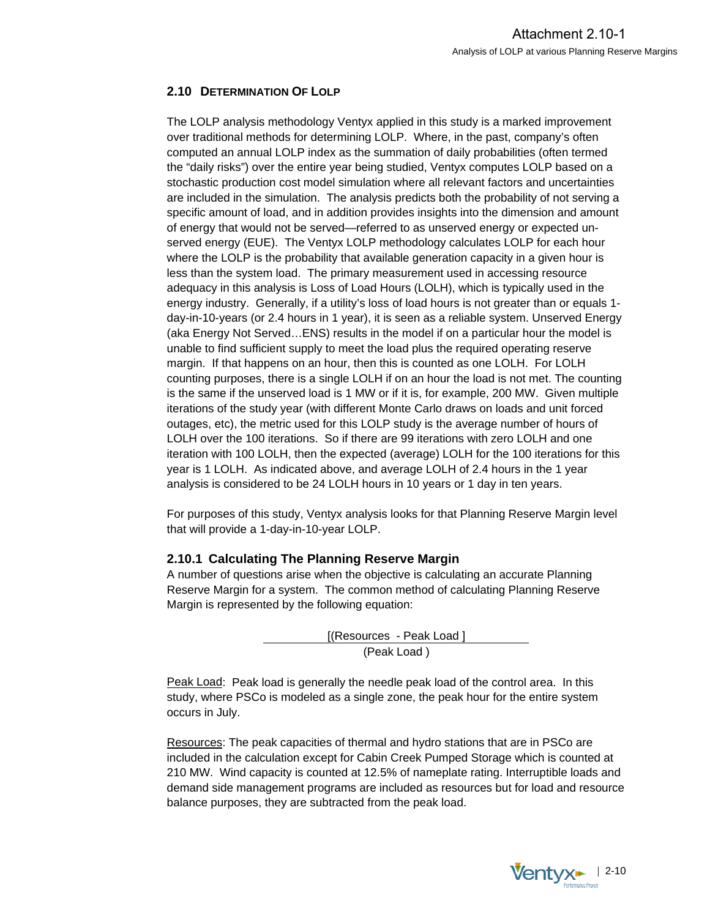## 2.10 DETERMINATION OF LOLP

The LOLP analysis methodology Ventyx applied in this study is a marked improvement over traditional methods for determining LOLP. Where, in the past, company's often computed an annual LOLP index as the summation of daily probabilities (often termed the "daily risks") over the entire year being studied, Ventyx computes LOLP based on a stochastic production cost model simulation where all relevant factors and uncertainties are included in the simulation. The analysis predicts both the probability of not serving a specific amount of load, and in addition provides insights into the dimension and amount of energy that would not be served—referred to as unserved energy or expected un-served energy (EUE). The Ventyx LOLP methodology calculates LOLP for each hour where the LOLP is the probability that available generation capacity in a given hour is less than the system load. The primary measurement used in accessing resource adequacy in this analysis is Loss of Load Hours (LOLH), which is typically used in the energy industry. Generally, if a utility's loss of load hours is not greater than or equals 1-day-in-10-years (or 2.4 hours in 1 year), it is seen as a reliable system. Unserved Energy (aka Energy Not Served…ENS) results in the model if on a particular hour the model is unable to find sufficient supply to meet the load plus the required operating reserve margin. If that happens on an hour, then this is counted as one LOLH. For LOLH counting purposes, there is a single LOLH if on an hour the load is not met. The counting is the same if the unserved load is 1 MW or if it is, for example, 200 MW. Given multiple iterations of the study year (with different Monte Carlo draws on loads and unit forced outages, etc), the metric used for this LOLP study is the average number of hours of LOLH over the 100 iterations. So if there are 99 iterations with zero LOLH and one iteration with 100 LOLH, then the expected (average) LOLH for the 100 iterations for this year is 1 LOLH. As indicated above, and average LOLH of 2.4 hours in the 1 year analysis is considered to be 24 LOLH hours in 10 years or 1 day in ten years.

For purposes of this study, Ventyx analysis looks for that Planning Reserve Margin level that will provide a 1-day-in-10-year LOLP.

### 2.10.1 Calculating The Planning Reserve Margin

A number of questions arise when the objective is calculating an accurate Planning Reserve Margin for a system. The common method of calculating Planning Reserve Margin is represented by the following equation:

$$\frac{[(\text{Resources} - \text{Peak Load}]}{(\text{Peak Load})}$$

Peak Load: Peak load is generally the needle peak load of the control area. In this study, where PSCo is modeled as a single zone, the peak hour for the entire system occurs in July.

Resources: The peak capacities of thermal and hydro stations that are in PSCo are included in the calculation except for Cabin Creek Pumped Storage which is counted at 210 MW. Wind capacity is counted at 12.5% of nameplate rating. Interruptible loads and demand side management programs are included as resources but for load and resource balance purposes, they are subtracted from the peak load.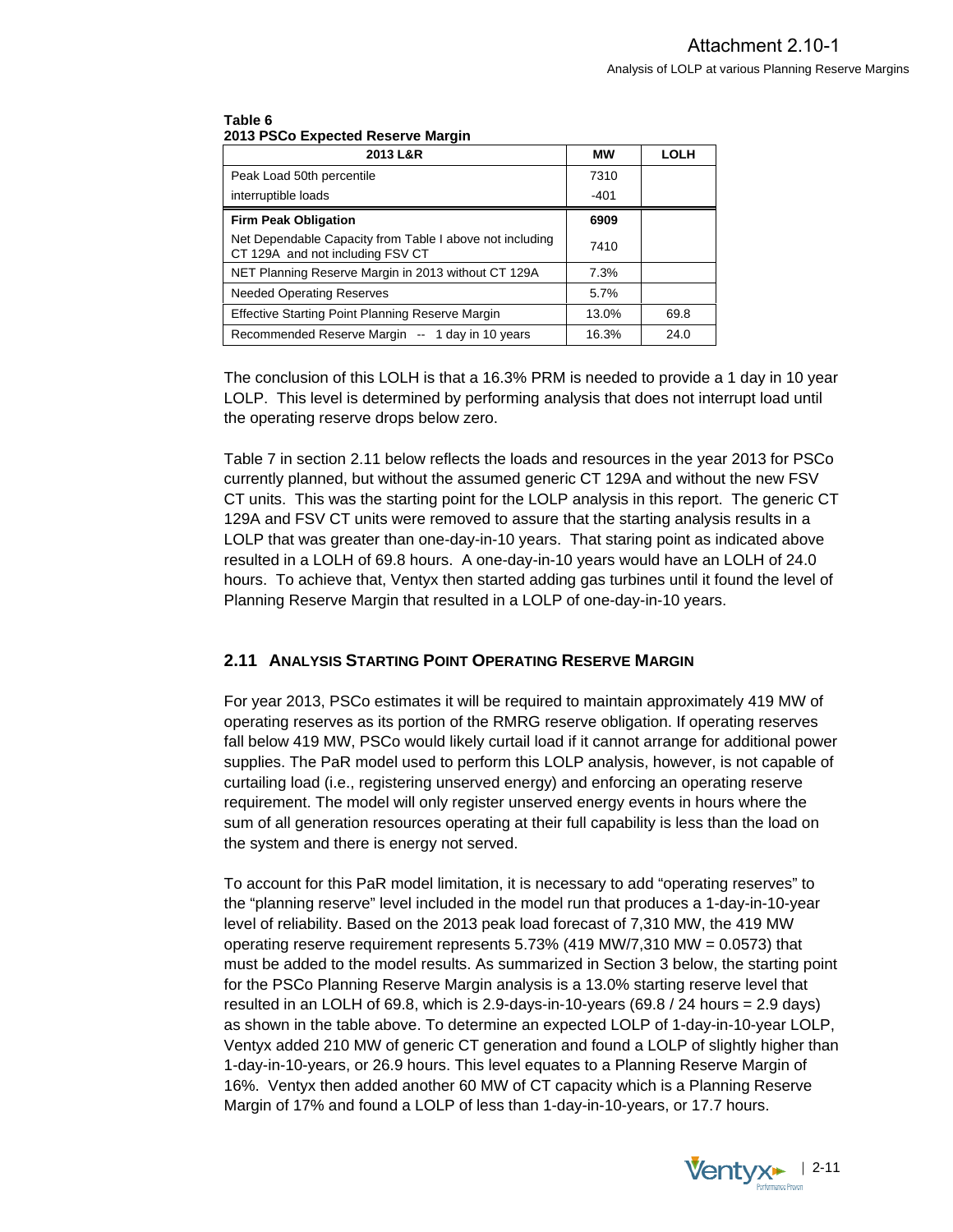**Table 6**
**2013 PSCo Expected Reserve Margin**

| 2013 L&R | MW | LOLH |
|---|---|---|
| Peak Load 50th percentile | 7310 | |
| interruptible loads | -401 | |
| **Firm Peak Obligation** | **6909** | |
| Net Dependable Capacity from Table I above not including CT 129A and not including FSV CT | 7410 | |
| NET Planning Reserve Margin in 2013 without CT 129A | 7.3% | |
| Needed Operating Reserves | 5.7% | |
| Effective Starting Point Planning Reserve Margin | 13.0% | 69.8 |
| Recommended Reserve Margin -- 1 day in 10 years | 16.3% | 24.0 |

The conclusion of this LOLH is that a 16.3% PRM is needed to provide a 1 day in 10 year LOLP. This level is determined by performing analysis that does not interrupt load until the operating reserve drops below zero.

Table 7 in section 2.11 below reflects the loads and resources in the year 2013 for PSCo currently planned, but without the assumed generic CT 129A and without the new FSV CT units. This was the starting point for the LOLP analysis in this report. The generic CT 129A and FSV CT units were removed to assure that the starting analysis results in a LOLP that was greater than one-day-in-10 years. That staring point as indicated above resulted in a LOLH of 69.8 hours. A one-day-in-10 years would have an LOLH of 24.0 hours. To achieve that, Ventyx then started adding gas turbines until it found the level of Planning Reserve Margin that resulted in a LOLP of one-day-in-10 years.

## 2.11 Analysis Starting Point Operating Reserve Margin

For year 2013, PSCo estimates it will be required to maintain approximately 419 MW of operating reserves as its portion of the RMRG reserve obligation. If operating reserves fall below 419 MW, PSCo would likely curtail load if it cannot arrange for additional power supplies. The PaR model used to perform this LOLP analysis, however, is not capable of curtailing load (i.e., registering unserved energy) and enforcing an operating reserve requirement. The model will only register unserved energy events in hours where the sum of all generation resources operating at their full capability is less than the load on the system and there is energy not served.

To account for this PaR model limitation, it is necessary to add "operating reserves" to the "planning reserve" level included in the model run that produces a 1-day-in-10-year level of reliability. Based on the 2013 peak load forecast of 7,310 MW, the 419 MW operating reserve requirement represents 5.73% (419 MW/7,310 MW = 0.0573) that must be added to the model results. As summarized in Section 3 below, the starting point for the PSCo Planning Reserve Margin analysis is a 13.0% starting reserve level that resulted in an LOLH of 69.8, which is 2.9-days-in-10-years (69.8 / 24 hours = 2.9 days) as shown in the table above. To determine an expected LOLP of 1-day-in-10-year LOLP, Ventyx added 210 MW of generic CT generation and found a LOLP of slightly higher than 1-day-in-10-years, or 26.9 hours. This level equates to a Planning Reserve Margin of 16%. Ventyx then added another 60 MW of CT capacity which is a Planning Reserve Margin of 17% and found a LOLP of less than 1-day-in-10-years, or 17.7 hours.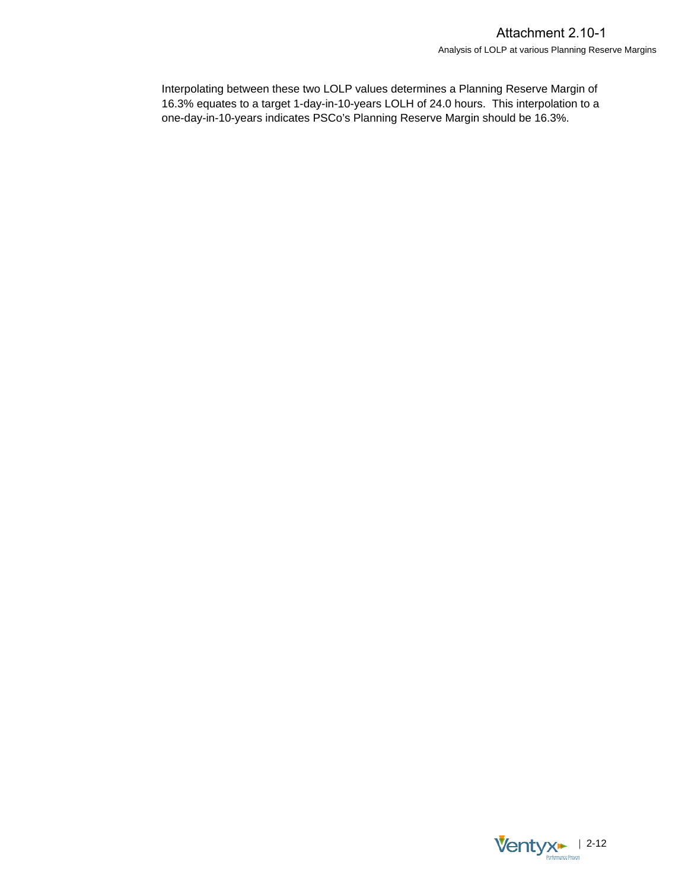Interpolating between these two LOLP values determines a Planning Reserve Margin of 16.3% equates to a target 1-day-in-10-years LOLH of 24.0 hours. This interpolation to a one-day-in-10-years indicates PSCo's Planning Reserve Margin should be 16.3%.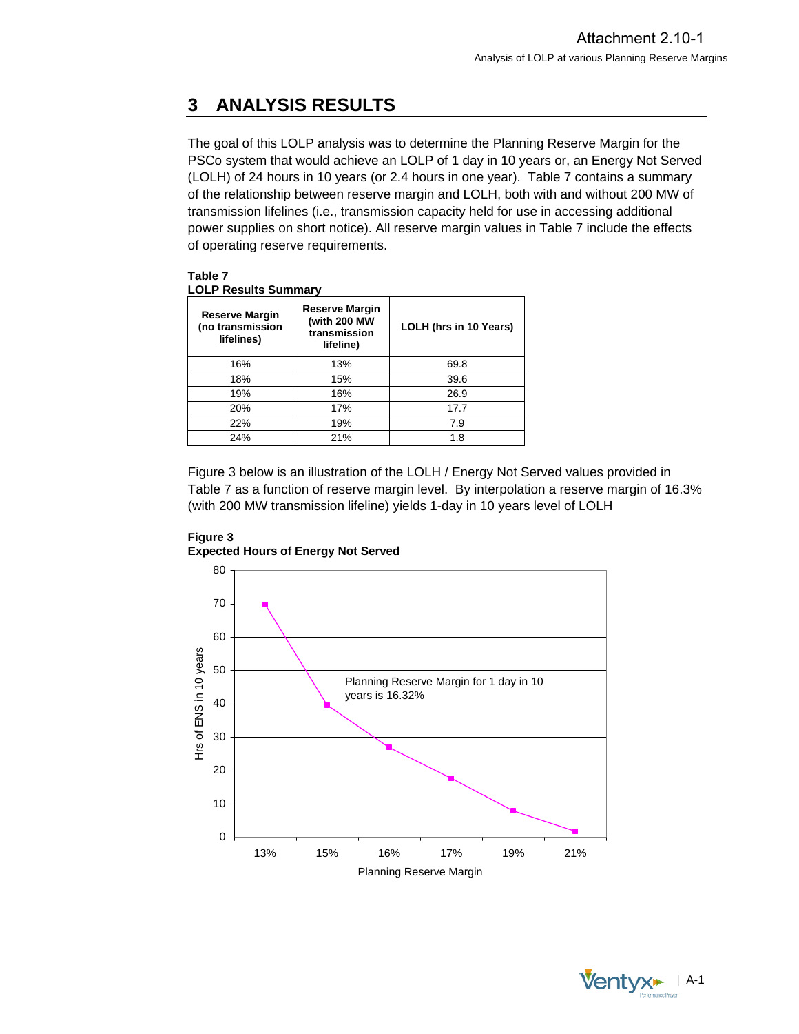# 3 ANALYSIS RESULTS

The goal of this LOLP analysis was to determine the Planning Reserve Margin for the PSCo system that would achieve an LOLP of 1 day in 10 years or, an Energy Not Served (LOLH) of 24 hours in 10 years (or 2.4 hours in one year). Table 7 contains a summary of the relationship between reserve margin and LOLH, both with and without 200 MW of transmission lifelines (i.e., transmission capacity held for use in accessing additional power supplies on short notice). All reserve margin values in Table 7 include the effects of operating reserve requirements.

**Table 7**
**LOLP Results Summary**

| Reserve Margin (no transmission lifelines) | Reserve Margin (with 200 MW transmission lifeline) | LOLH (hrs in 10 Years) |
|---|---|---|
| 16% | 13% | 69.8 |
| 18% | 15% | 39.6 |
| 19% | 16% | 26.9 |
| 20% | 17% | 17.7 |
| 22% | 19% | 7.9 |
| 24% | 21% | 1.8 |

Figure 3 below is an illustration of the LOLH / Energy Not Served values provided in Table 7 as a function of reserve margin level. By interpolation a reserve margin of 16.3% (with 200 MW transmission lifeline) yields 1-day in 10 years level of LOLH

**Figure 3**
**Expected Hours of Energy Not Served**

Planning Reserve Margin for 1 day in 10 years is 16.32%

Hrs of ENS in 10 years

Planning Reserve Margin